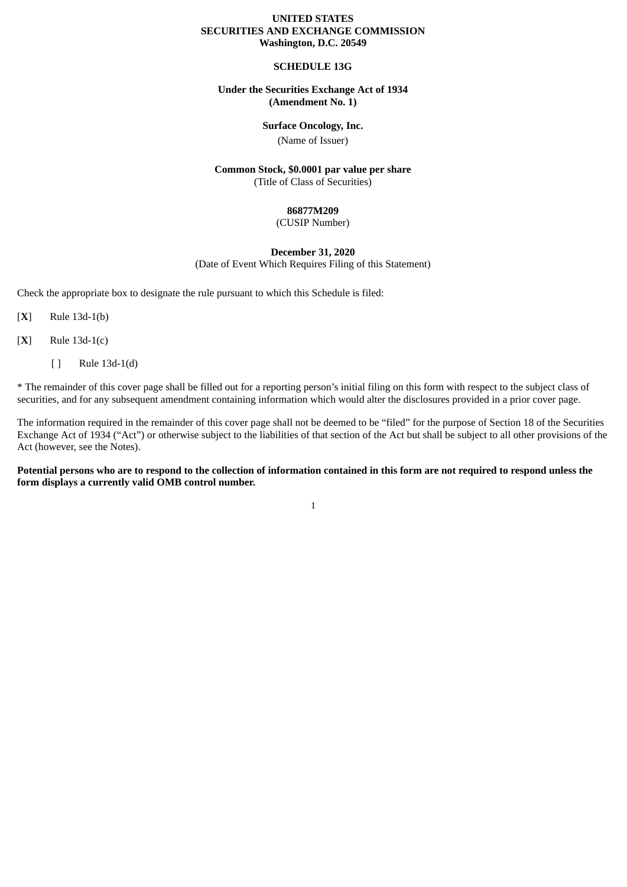**UNITED STATES**
**SECURITIES AND EXCHANGE COMMISSION**
**Washington, D.C. 20549**

**SCHEDULE 13G**

**Under the Securities Exchange Act of 1934**
**(Amendment No. 1)**

**Surface Oncology, Inc.**
(Name of Issuer)

**Common Stock, $0.0001 par value per share**
(Title of Class of Securities)

**86877M209**
(CUSIP Number)

**December 31, 2020**
(Date of Event Which Requires Filing of this Statement)

Check the appropriate box to designate the rule pursuant to which this Schedule is filed:

[**X**] Rule 13d-1(b)

[**X**] Rule 13d-1(c)

[ ] Rule 13d-1(d)

* The remainder of this cover page shall be filled out for a reporting person's initial filing on this form with respect to the subject class of securities, and for any subsequent amendment containing information which would alter the disclosures provided in a prior cover page.

The information required in the remainder of this cover page shall not be deemed to be "filed" for the purpose of Section 18 of the Securities Exchange Act of 1934 ("Act") or otherwise subject to the liabilities of that section of the Act but shall be subject to all other provisions of the Act (however, see the Notes).

**Potential persons who are to respond to the collection of information contained in this form are not required to respond unless the form displays a currently valid OMB control number.**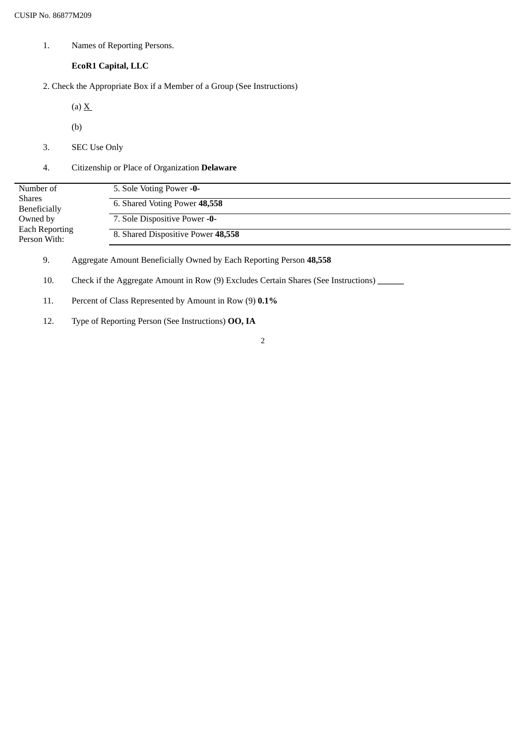CUSIP No. 86877M209

1. Names of Reporting Persons.

   **EcoR1 Capital, LLC**

2. Check the Appropriate Box if a Member of a Group (See Instructions)

   (a) X

   (b)

3. SEC Use Only

4. Citizenship or Place of Organization **Delaware**

| Number of Shares Beneficially Owned by Each Reporting Person With: | |
|---|---|
| | 5. Sole Voting Power **-0-** |
| | 6. Shared Voting Power **48,558** |
| | 7. Sole Dispositive Power **-0-** |
| | 8. Shared Dispositive Power **48,558** |

9. Aggregate Amount Beneficially Owned by Each Reporting Person **48,558**

10. Check if the Aggregate Amount in Row (9) Excludes Certain Shares (See Instructions) ______

11. Percent of Class Represented by Amount in Row (9) **0.1%**

12. Type of Reporting Person (See Instructions) **OO, IA**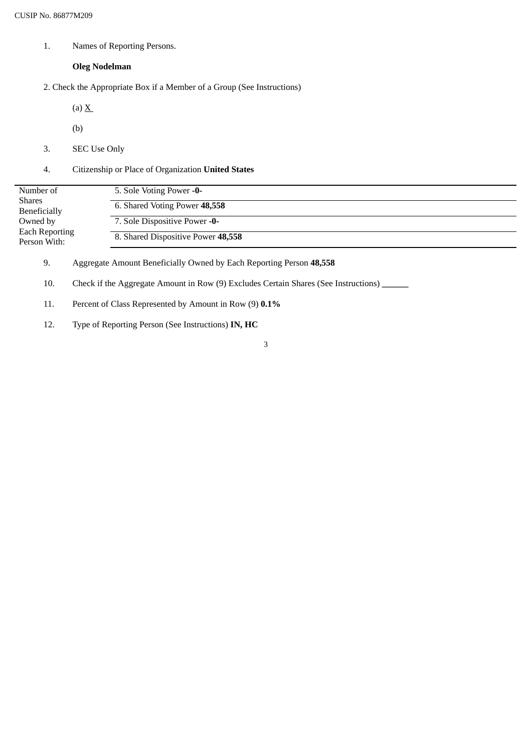CUSIP No. 86877M209

1. Names of Reporting Persons.

   **Oleg Nodelman**

2. Check the Appropriate Box if a Member of a Group (See Instructions)

   (a) X

   (b)

3. SEC Use Only

4. Citizenship or Place of Organization **United States**

| Number of Shares Beneficially Owned by Each Reporting Person With: | |
|---|---|
| | 5. Sole Voting Power **-0-** |
| | 6. Shared Voting Power **48,558** |
| | 7. Sole Dispositive Power **-0-** |
| | 8. Shared Dispositive Power **48,558** |

9. Aggregate Amount Beneficially Owned by Each Reporting Person **48,558**

10. Check if the Aggregate Amount in Row (9) Excludes Certain Shares (See Instructions) ______

11. Percent of Class Represented by Amount in Row (9) **0.1%**

12. Type of Reporting Person (See Instructions) **IN, HC**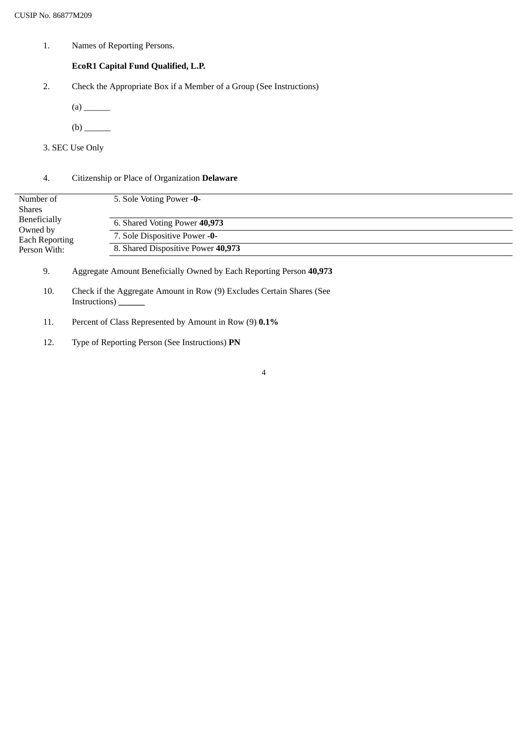CUSIP No. 86877M209

1. Names of Reporting Persons.

   **EcoR1 Capital Fund Qualified, L.P.**

2. Check the Appropriate Box if a Member of a Group (See Instructions)

   (a) ______

   (b) ______

3. SEC Use Only

4. Citizenship or Place of Organization **Delaware**

| Number of Shares Beneficially Owned by Each Reporting Person With: | |
|---|---|
| | 5. Sole Voting Power **-0-** |
| | 6. Shared Voting Power **40,973** |
| | 7. Sole Dispositive Power **-0-** |
| | 8. Shared Dispositive Power **40,973** |

9. Aggregate Amount Beneficially Owned by Each Reporting Person **40,973**

10. Check if the Aggregate Amount in Row (9) Excludes Certain Shares (See Instructions) ______

11. Percent of Class Represented by Amount in Row (9) **0.1%**

12. Type of Reporting Person (See Instructions) **PN**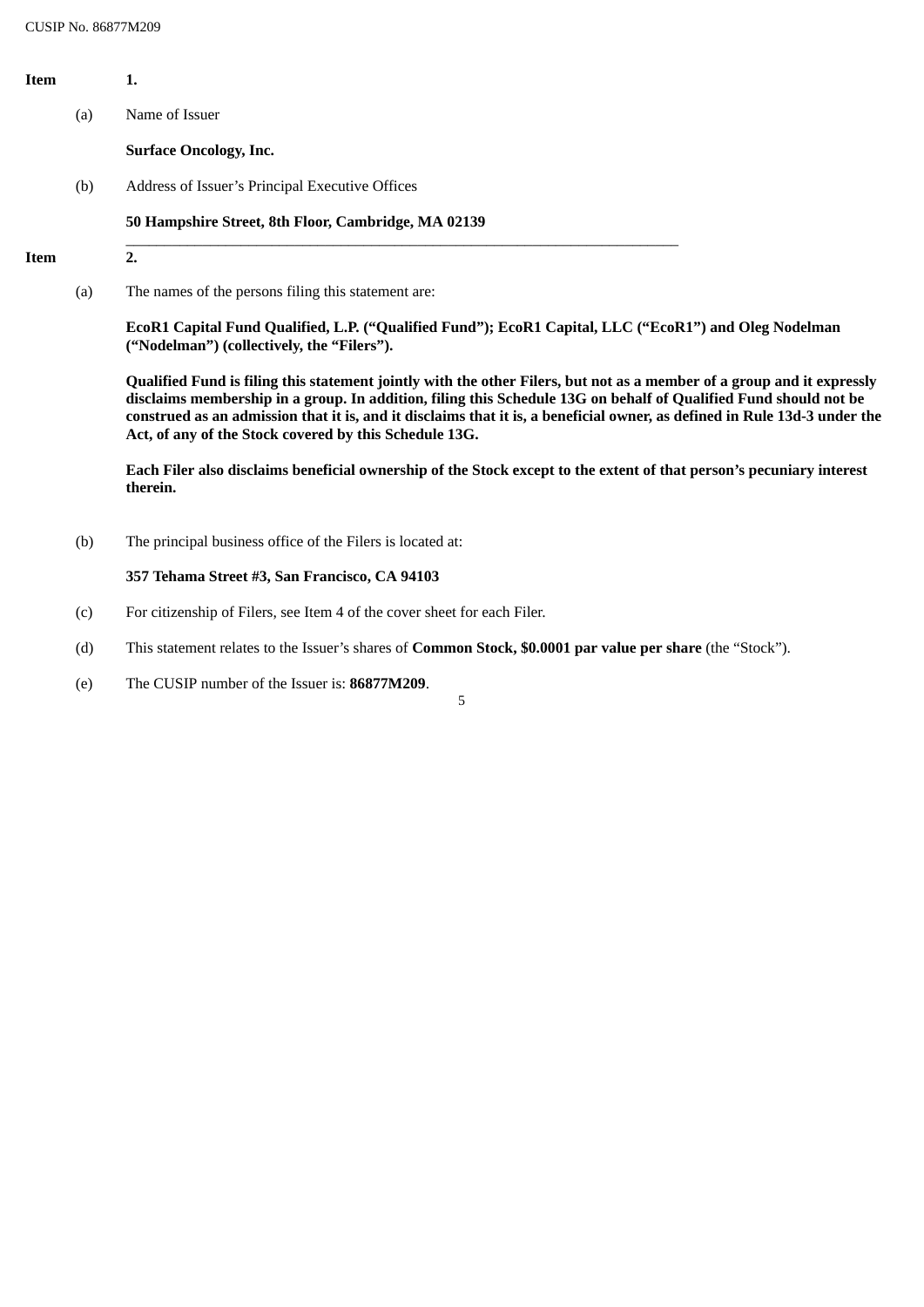**Item 1.**

(a) Name of Issuer

**Surface Oncology, Inc.**

(b) Address of Issuer's Principal Executive Offices

**50 Hampshire Street, 8th Floor, Cambridge, MA 02139**

---

**Item 2.**

(a) The names of the persons filing this statement are:

**EcoR1 Capital Fund Qualified, L.P. ("Qualified Fund"); EcoR1 Capital, LLC ("EcoR1") and Oleg Nodelman ("Nodelman") (collectively, the "Filers").**

**Qualified Fund is filing this statement jointly with the other Filers, but not as a member of a group and it expressly disclaims membership in a group. In addition, filing this Schedule 13G on behalf of Qualified Fund should not be construed as an admission that it is, and it disclaims that it is, a beneficial owner, as defined in Rule 13d-3 under the Act, of any of the Stock covered by this Schedule 13G.**

**Each Filer also disclaims beneficial ownership of the Stock except to the extent of that person's pecuniary interest therein.**

(b) The principal business office of the Filers is located at:

**357 Tehama Street #3, San Francisco, CA 94103**

(c) For citizenship of Filers, see Item 4 of the cover sheet for each Filer.

(d) This statement relates to the Issuer's shares of **Common Stock, $0.0001 par value per share** (the "Stock").

(e) The CUSIP number of the Issuer is: **86877M209**.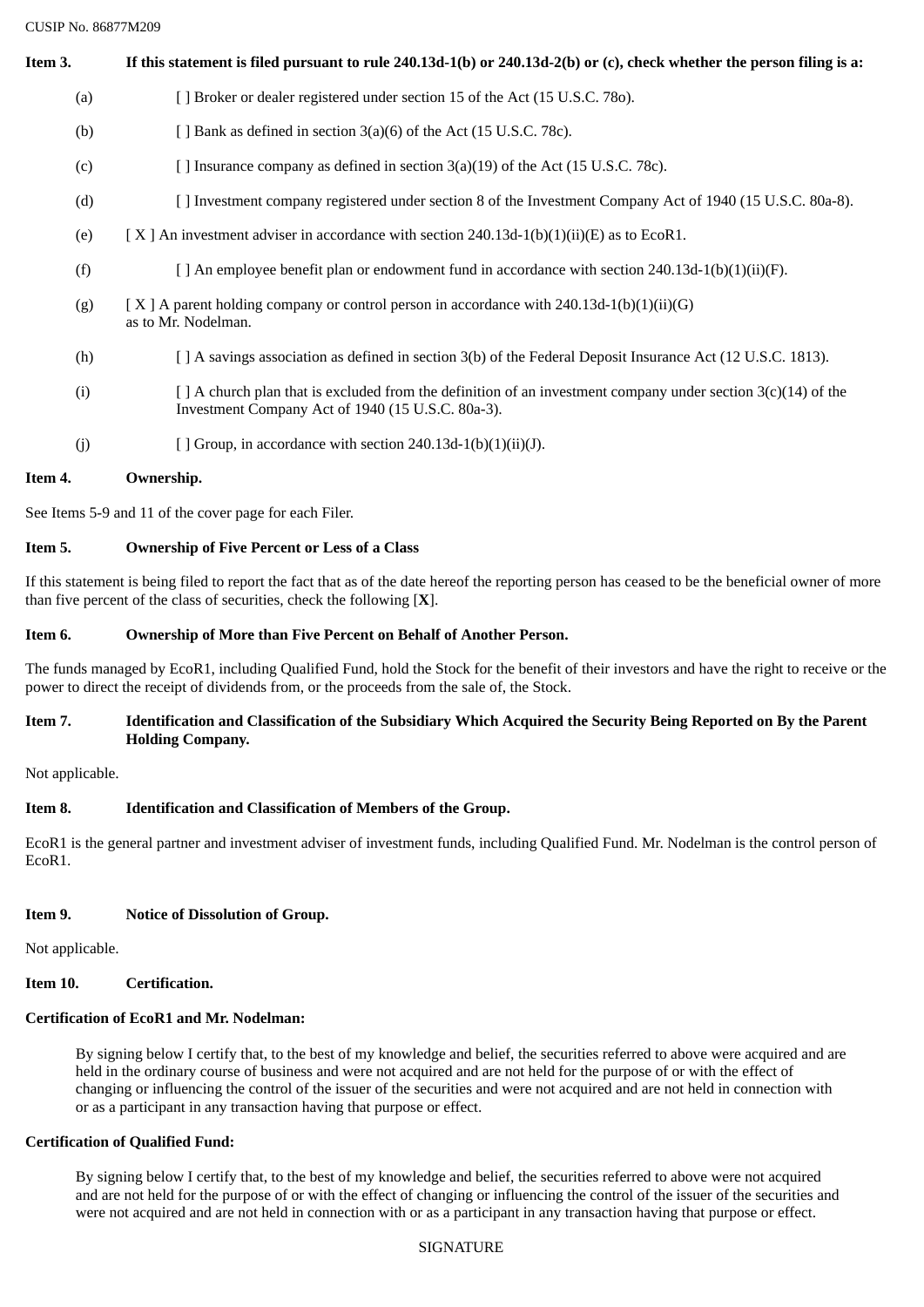CUSIP No. 86877M209

**Item 3.** **If this statement is filed pursuant to rule 240.13d-1(b) or 240.13d-2(b) or (c), check whether the person filing is a:**

(a) [ ] Broker or dealer registered under section 15 of the Act (15 U.S.C. 78o).

(b) [ ] Bank as defined in section 3(a)(6) of the Act (15 U.S.C. 78c).

(c) [ ] Insurance company as defined in section 3(a)(19) of the Act (15 U.S.C. 78c).

(d) [ ] Investment company registered under section 8 of the Investment Company Act of 1940 (15 U.S.C. 80a-8).

(e) [ X ] An investment adviser in accordance with section 240.13d-1(b)(1)(ii)(E) as to EcoR1.

(f) [ ] An employee benefit plan or endowment fund in accordance with section 240.13d-1(b)(1)(ii)(F).

(g) [ X ] A parent holding company or control person in accordance with 240.13d-1(b)(1)(ii)(G) as to Mr. Nodelman.

(h) [ ] A savings association as defined in section 3(b) of the Federal Deposit Insurance Act (12 U.S.C. 1813).

(i) [ ] A church plan that is excluded from the definition of an investment company under section 3(c)(14) of the Investment Company Act of 1940 (15 U.S.C. 80a-3).

(j) [ ] Group, in accordance with section 240.13d-1(b)(1)(ii)(J).

**Item 4.** **Ownership.**

See Items 5-9 and 11 of the cover page for each Filer.

**Item 5.** **Ownership of Five Percent or Less of a Class**

If this statement is being filed to report the fact that as of the date hereof the reporting person has ceased to be the beneficial owner of more than five percent of the class of securities, check the following [**X**].

**Item 6.** **Ownership of More than Five Percent on Behalf of Another Person.**

The funds managed by EcoR1, including Qualified Fund, hold the Stock for the benefit of their investors and have the right to receive or the power to direct the receipt of dividends from, or the proceeds from the sale of, the Stock.

**Item 7.** **Identification and Classification of the Subsidiary Which Acquired the Security Being Reported on By the Parent Holding Company.**

Not applicable.

**Item 8.** **Identification and Classification of Members of the Group.**

EcoR1 is the general partner and investment adviser of investment funds, including Qualified Fund. Mr. Nodelman is the control person of EcoR1.

**Item 9.** **Notice of Dissolution of Group.**

Not applicable.

**Item 10.** **Certification.**

**Certification of EcoR1 and Mr. Nodelman:**

By signing below I certify that, to the best of my knowledge and belief, the securities referred to above were acquired and are held in the ordinary course of business and were not acquired and are not held for the purpose of or with the effect of changing or influencing the control of the issuer of the securities and were not acquired and are not held in connection with or as a participant in any transaction having that purpose or effect.

**Certification of Qualified Fund:**

By signing below I certify that, to the best of my knowledge and belief, the securities referred to above were not acquired and are not held for the purpose of or with the effect of changing or influencing the control of the issuer of the securities and were not acquired and are not held in connection with or as a participant in any transaction having that purpose or effect.

SIGNATURE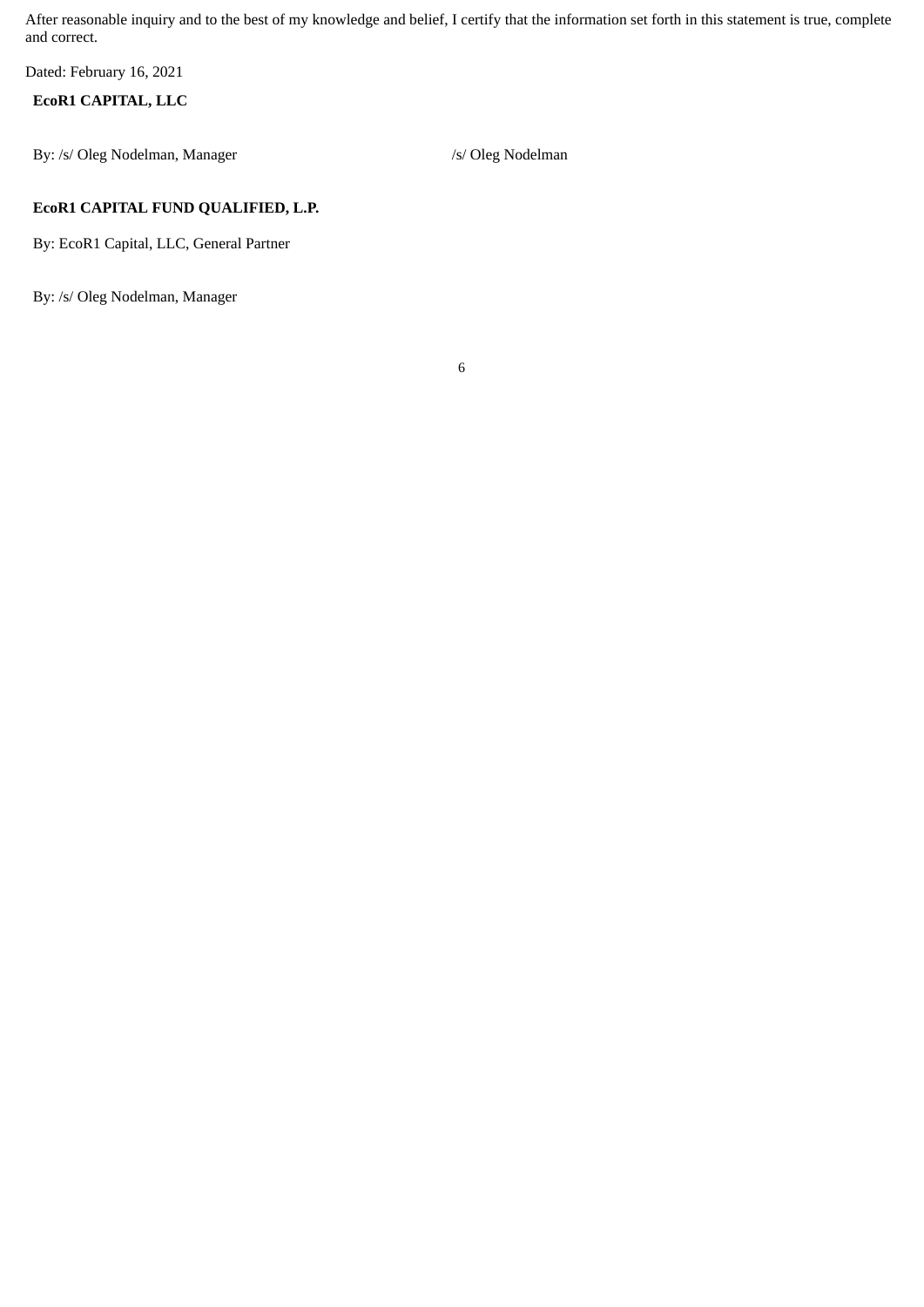After reasonable inquiry and to the best of my knowledge and belief, I certify that the information set forth in this statement is true, complete and correct.

Dated: February 16, 2021

**EcoR1 CAPITAL, LLC**

By: /s/ Oleg Nodelman, Manager

/s/ Oleg Nodelman

**EcoR1 CAPITAL FUND QUALIFIED, L.P.**

By: EcoR1 Capital, LLC, General Partner

By: /s/ Oleg Nodelman, Manager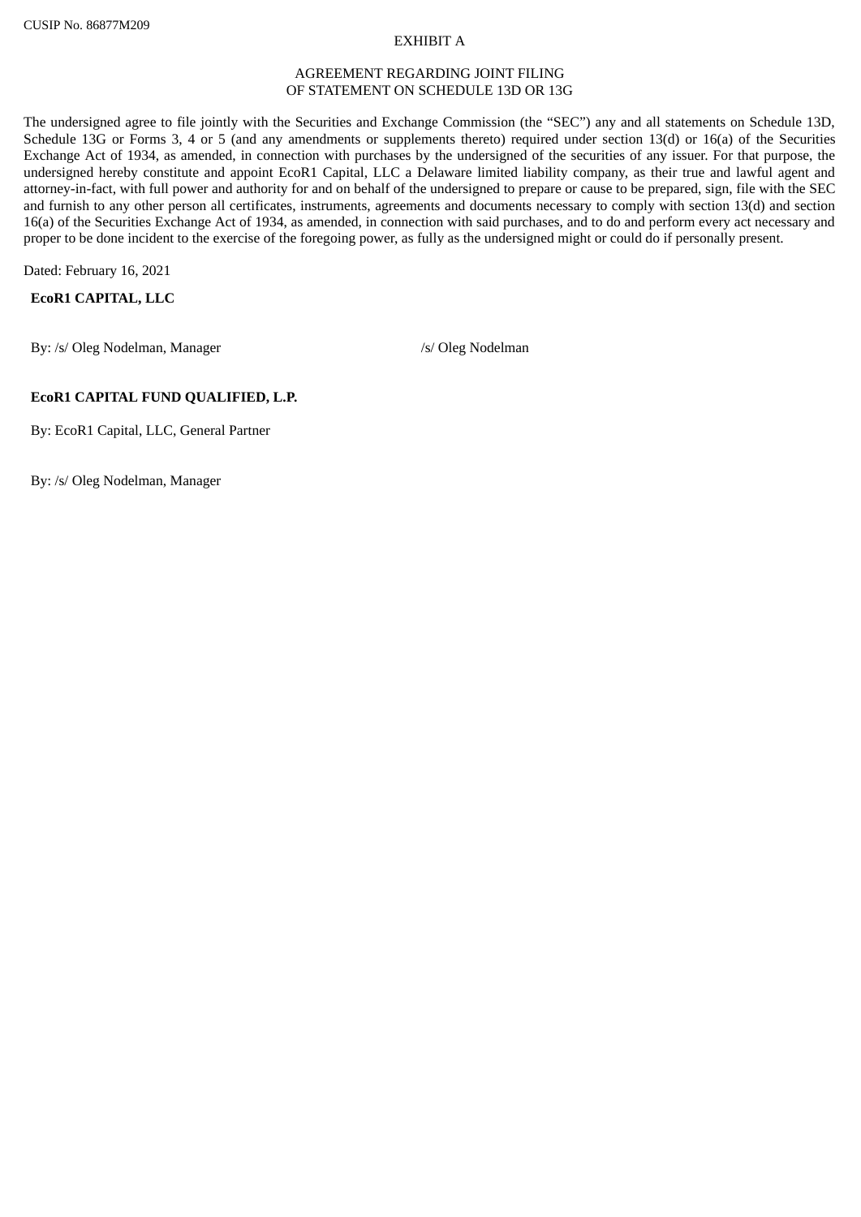CUSIP No. 86877M209

EXHIBIT A

AGREEMENT REGARDING JOINT FILING
OF STATEMENT ON SCHEDULE 13D OR 13G

The undersigned agree to file jointly with the Securities and Exchange Commission (the "SEC") any and all statements on Schedule 13D, Schedule 13G or Forms 3, 4 or 5 (and any amendments or supplements thereto) required under section 13(d) or 16(a) of the Securities Exchange Act of 1934, as amended, in connection with purchases by the undersigned of the securities of any issuer. For that purpose, the undersigned hereby constitute and appoint EcoR1 Capital, LLC a Delaware limited liability company, as their true and lawful agent and attorney-in-fact, with full power and authority for and on behalf of the undersigned to prepare or cause to be prepared, sign, file with the SEC and furnish to any other person all certificates, instruments, agreements and documents necessary to comply with section 13(d) and section 16(a) of the Securities Exchange Act of 1934, as amended, in connection with said purchases, and to do and perform every act necessary and proper to be done incident to the exercise of the foregoing power, as fully as the undersigned might or could do if personally present.

Dated: February 16, 2021

**EcoR1 CAPITAL, LLC**

By: /s/ Oleg Nodelman, Manager

/s/ Oleg Nodelman

**EcoR1 CAPITAL FUND QUALIFIED, L.P.**

By: EcoR1 Capital, LLC, General Partner

By: /s/ Oleg Nodelman, Manager